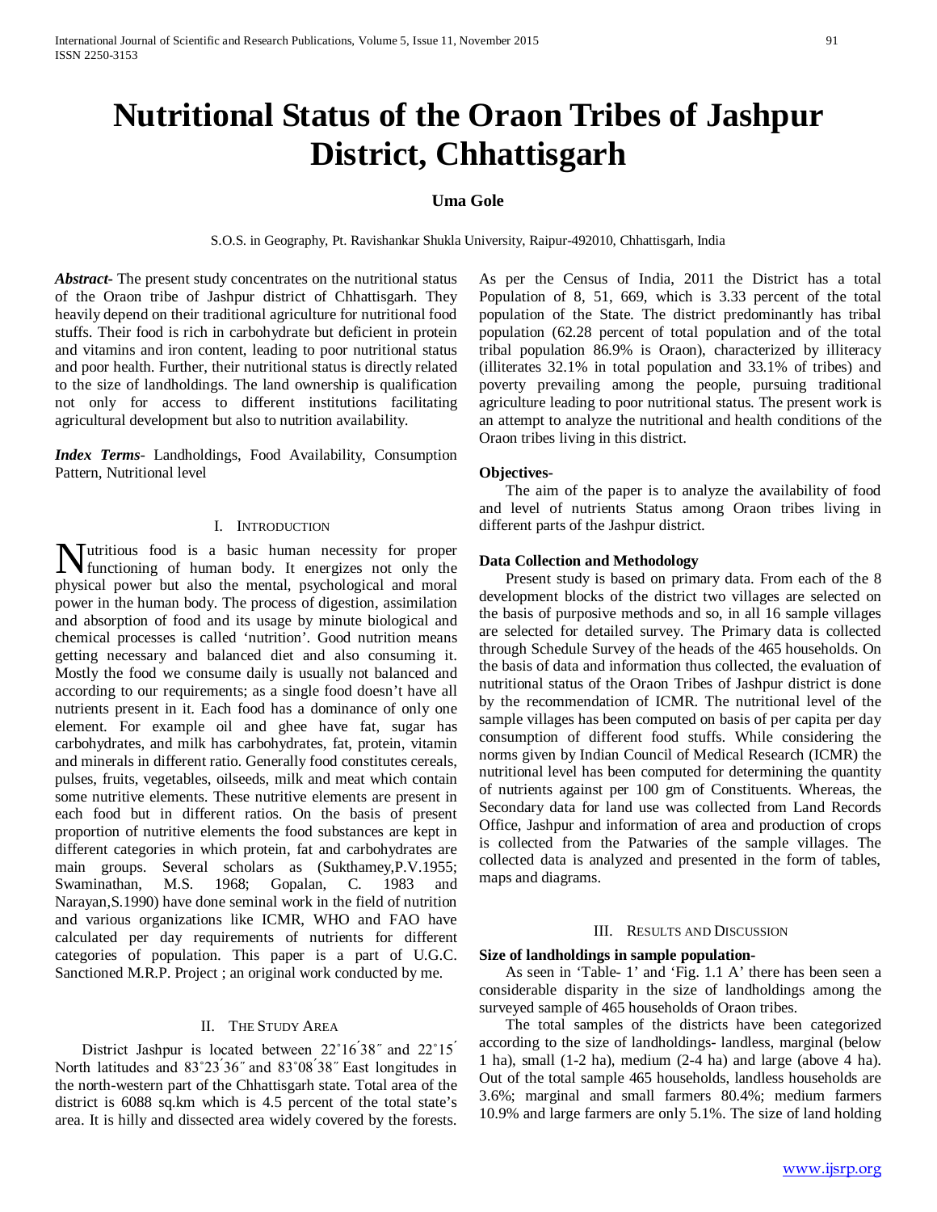# Nutritional Status of the Oraon Tribes of Jashpur District, Chhattisgarh

**Uma Gole**

S.O.S. in Geography, Pt. Ravishankar Shukla University, Raipur-492010, Chhattisgarh, India

***Abstract-*** The present study concentrates on the nutritional status of the Oraon tribe of Jashpur district of Chhattisgarh. They heavily depend on their traditional agriculture for nutritional food stuffs. Their food is rich in carbohydrate but deficient in protein and vitamins and iron content, leading to poor nutritional status and poor health. Further, their nutritional status is directly related to the size of landholdings. The land ownership is qualification not only for access to different institutions facilitating agricultural development but also to nutrition availability.

***Index Terms-*** Landholdings, Food Availability, Consumption Pattern, Nutritional level

## I. Introduction

Nutritious food is a basic human necessity for proper functioning of human body. It energizes not only the physical power but also the mental, psychological and moral power in the human body. The process of digestion, assimilation and absorption of food and its usage by minute biological and chemical processes is called 'nutrition'. Good nutrition means getting necessary and balanced diet and also consuming it. Mostly the food we consume daily is usually not balanced and according to our requirements; as a single food doesn't have all nutrients present in it. Each food has a dominance of only one element. For example oil and ghee have fat, sugar has carbohydrates, and milk has carbohydrates, fat, protein, vitamin and minerals in different ratio. Generally food constitutes cereals, pulses, fruits, vegetables, oilseeds, milk and meat which contain some nutritive elements. These nutritive elements are present in each food but in different ratios. On the basis of present proportion of nutritive elements the food substances are kept in different categories in which protein, fat and carbohydrates are main groups. Several scholars as (Sukthamey,P.V.1955; Swaminathan, M.S. 1968; Gopalan, C. 1983 and Narayan,S.1990) have done seminal work in the field of nutrition and various organizations like ICMR, WHO and FAO have calculated per day requirements of nutrients for different categories of population. This paper is a part of U.G.C. Sanctioned M.R.P. Project ; an original work conducted by me.

## II. The Study Area

District Jashpur is located between 22˚16΄38˝ and 22˚15΄ North latitudes and 83˚23΄36˝ and 83˚08΄38˝ East longitudes in the north-western part of the Chhattisgarh state. Total area of the district is 6088 sq.km which is 4.5 percent of the total state's area. It is hilly and dissected area widely covered by the forests. As per the Census of India, 2011 the District has a total Population of 8, 51, 669, which is 3.33 percent of the total population of the State. The district predominantly has tribal population (62.28 percent of total population and of the total tribal population 86.9% is Oraon), characterized by illiteracy (illiterates 32.1% in total population and 33.1% of tribes) and poverty prevailing among the people, pursuing traditional agriculture leading to poor nutritional status. The present work is an attempt to analyze the nutritional and health conditions of the Oraon tribes living in this district.

**Objectives-**

The aim of the paper is to analyze the availability of food and level of nutrients Status among Oraon tribes living in different parts of the Jashpur district.

**Data Collection and Methodology**

Present study is based on primary data. From each of the 8 development blocks of the district two villages are selected on the basis of purposive methods and so, in all 16 sample villages are selected for detailed survey. The Primary data is collected through Schedule Survey of the heads of the 465 households. On the basis of data and information thus collected, the evaluation of nutritional status of the Oraon Tribes of Jashpur district is done by the recommendation of ICMR. The nutritional level of the sample villages has been computed on basis of per capita per day consumption of different food stuffs. While considering the norms given by Indian Council of Medical Research (ICMR) the nutritional level has been computed for determining the quantity of nutrients against per 100 gm of Constituents. Whereas, the Secondary data for land use was collected from Land Records Office, Jashpur and information of area and production of crops is collected from the Patwaries of the sample villages. The collected data is analyzed and presented in the form of tables, maps and diagrams.

## III. Results and Discussion

**Size of landholdings in sample population-**

As seen in 'Table- 1' and 'Fig. 1.1 A' there has been seen a considerable disparity in the size of landholdings among the surveyed sample of 465 households of Oraon tribes.

The total samples of the districts have been categorized according to the size of landholdings- landless, marginal (below 1 ha), small (1-2 ha), medium (2-4 ha) and large (above 4 ha). Out of the total sample 465 households, landless households are 3.6%; marginal and small farmers 80.4%; medium farmers 10.9% and large farmers are only 5.1%. The size of land holding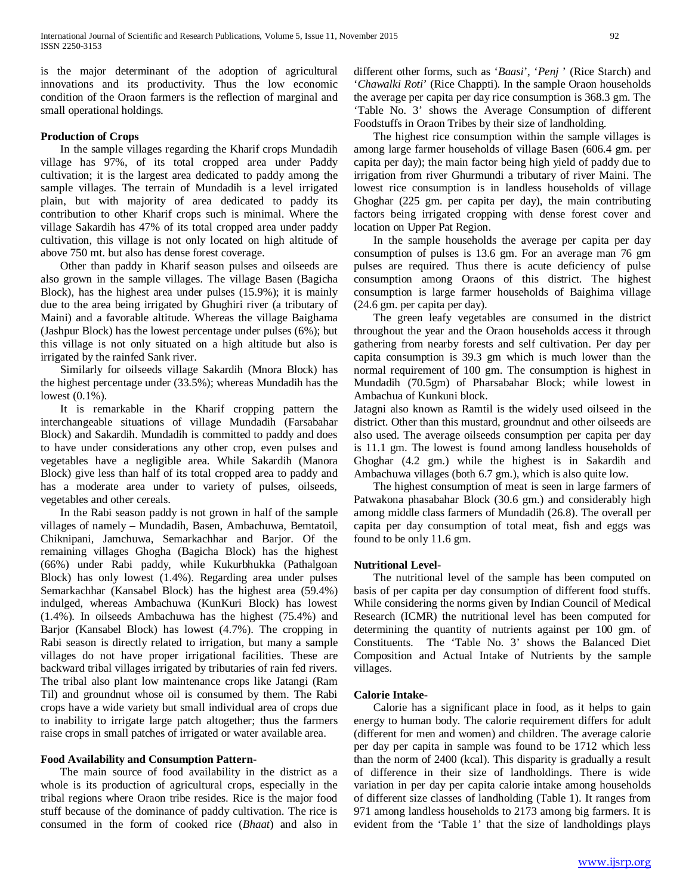is the major determinant of the adoption of agricultural innovations and its productivity. Thus the low economic condition of the Oraon farmers is the reflection of marginal and small operational holdings.

**Production of Crops**

In the sample villages regarding the Kharif crops Mundadih village has 97%, of its total cropped area under Paddy cultivation; it is the largest area dedicated to paddy among the sample villages. The terrain of Mundadih is a level irrigated plain, but with majority of area dedicated to paddy its contribution to other Kharif crops such is minimal. Where the village Sakardih has 47% of its total cropped area under paddy cultivation, this village is not only located on high altitude of above 750 mt. but also has dense forest coverage.

Other than paddy in Kharif season pulses and oilseeds are also grown in the sample villages. The village Basen (Bagicha Block), has the highest area under pulses (15.9%); it is mainly due to the area being irrigated by Ghughiri river (a tributary of Maini) and a favorable altitude. Whereas the village Baighama (Jashpur Block) has the lowest percentage under pulses (6%); but this village is not only situated on a high altitude but also is irrigated by the rainfed Sank river.

Similarly for oilseeds village Sakardih (Mnora Block) has the highest percentage under (33.5%); whereas Mundadih has the lowest (0.1%).

It is remarkable in the Kharif cropping pattern the interchangeable situations of village Mundadih (Farsabahar Block) and Sakardih. Mundadih is committed to paddy and does to have under considerations any other crop, even pulses and vegetables have a negligible area. While Sakardih (Manora Block) give less than half of its total cropped area to paddy and has a moderate area under to variety of pulses, oilseeds, vegetables and other cereals.

In the Rabi season paddy is not grown in half of the sample villages of namely – Mundadih, Basen, Ambachuwa, Bemtatoil, Chiknipani, Jamchuwa, Semarkachhar and Barjor. Of the remaining villages Ghogha (Bagicha Block) has the highest (66%) under Rabi paddy, while Kukurbhukka (Pathalgoan Block) has only lowest (1.4%). Regarding area under pulses Semarkachhar (Kansabel Block) has the highest area (59.4%) indulged, whereas Ambachuwa (KunKuri Block) has lowest (1.4%). In oilseeds Ambachuwa has the highest (75.4%) and Barjor (Kansabel Block) has lowest (4.7%). The cropping in Rabi season is directly related to irrigation, but many a sample villages do not have proper irrigational facilities. These are backward tribal villages irrigated by tributaries of rain fed rivers. The tribal also plant low maintenance crops like Jatangi (Ram Til) and groundnut whose oil is consumed by them. The Rabi crops have a wide variety but small individual area of crops due to inability to irrigate large patch altogether; thus the farmers raise crops in small patches of irrigated or water available area.

**Food Availability and Consumption Pattern-**

The main source of food availability in the district as a whole is its production of agricultural crops, especially in the tribal regions where Oraon tribe resides. Rice is the major food stuff because of the dominance of paddy cultivation. The rice is consumed in the form of cooked rice (*Bhaat*) and also in different other forms, such as '*Baasi*', '*Penj* ' (Rice Starch) and '*Chawalki Roti*' (Rice Chappti). In the sample Oraon households the average per capita per day rice consumption is 368.3 gm. The 'Table No. 3' shows the Average Consumption of different Foodstuffs in Oraon Tribes by their size of landholding.

The highest rice consumption within the sample villages is among large farmer households of village Basen (606.4 gm. per capita per day); the main factor being high yield of paddy due to irrigation from river Ghurmundi a tributary of river Maini. The lowest rice consumption is in landless households of village Ghoghar (225 gm. per capita per day), the main contributing factors being irrigated cropping with dense forest cover and location on Upper Pat Region.

In the sample households the average per capita per day consumption of pulses is 13.6 gm. For an average man 76 gm pulses are required. Thus there is acute deficiency of pulse consumption among Oraons of this district. The highest consumption is large farmer households of Baighima village (24.6 gm. per capita per day).

The green leafy vegetables are consumed in the district throughout the year and the Oraon households access it through gathering from nearby forests and self cultivation. Per day per capita consumption is 39.3 gm which is much lower than the normal requirement of 100 gm. The consumption is highest in Mundadih (70.5gm) of Pharsabahar Block; while lowest in Ambachua of Kunkuni block.

Jatagni also known as Ramtil is the widely used oilseed in the district. Other than this mustard, groundnut and other oilseeds are also used. The average oilseeds consumption per capita per day is 11.1 gm. The lowest is found among landless households of Ghoghar (4.2 gm.) while the highest is in Sakardih and Ambachuwa villages (both 6.7 gm.), which is also quite low.

The highest consumption of meat is seen in large farmers of Patwakona phasabahar Block (30.6 gm.) and considerably high among middle class farmers of Mundadih (26.8). The overall per capita per day consumption of total meat, fish and eggs was found to be only 11.6 gm.

**Nutritional Level-**

The nutritional level of the sample has been computed on basis of per capita per day consumption of different food stuffs. While considering the norms given by Indian Council of Medical Research (ICMR) the nutritional level has been computed for determining the quantity of nutrients against per 100 gm. of Constituents. The 'Table No. 3' shows the Balanced Diet Composition and Actual Intake of Nutrients by the sample villages.

**Calorie Intake-**

Calorie has a significant place in food, as it helps to gain energy to human body. The calorie requirement differs for adult (different for men and women) and children. The average calorie per day per capita in sample was found to be 1712 which less than the norm of 2400 (kcal). This disparity is gradually a result of difference in their size of landholdings. There is wide variation in per day per capita calorie intake among households of different size classes of landholding (Table 1). It ranges from 971 among landless households to 2173 among big farmers. It is evident from the 'Table 1' that the size of landholdings plays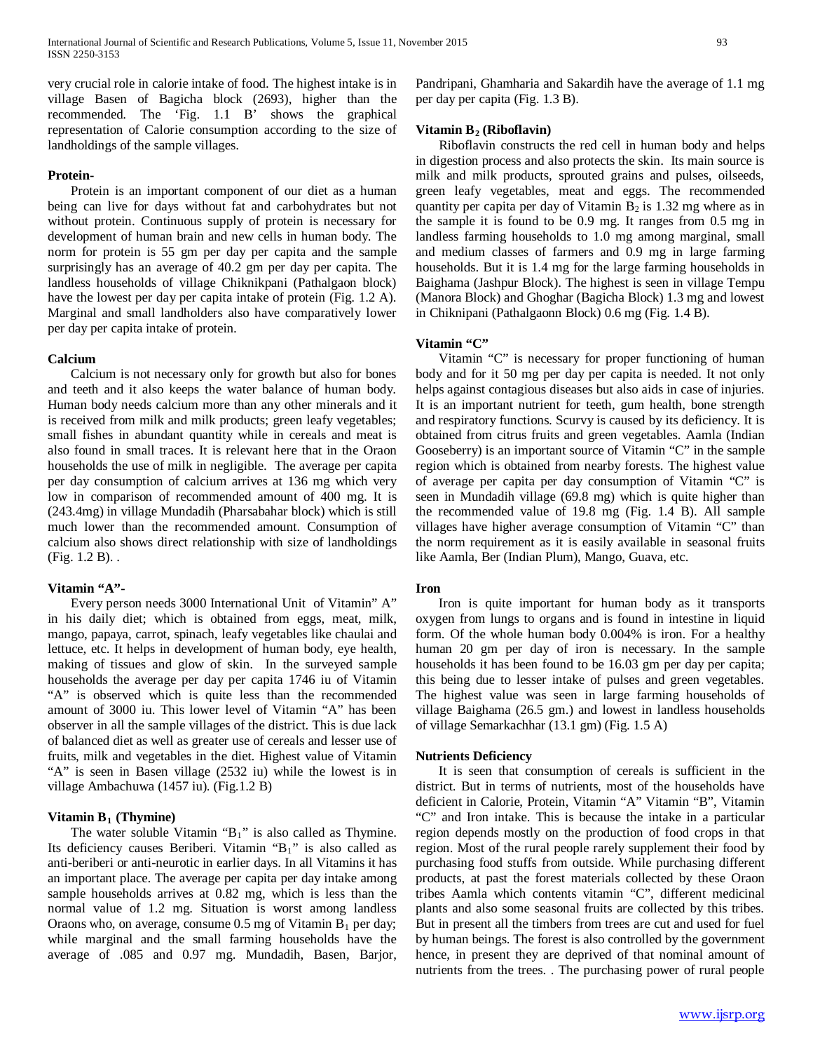very crucial role in calorie intake of food. The highest intake is in village Basen of Bagicha block (2693), higher than the recommended. The 'Fig. 1.1 B' shows the graphical representation of Calorie consumption according to the size of landholdings of the sample villages.

**Protein-**

Protein is an important component of our diet as a human being can live for days without fat and carbohydrates but not without protein. Continuous supply of protein is necessary for development of human brain and new cells in human body. The norm for protein is 55 gm per day per capita and the sample surprisingly has an average of 40.2 gm per day per capita. The landless households of village Chiknikpani (Pathalgaon block) have the lowest per day per capita intake of protein (Fig. 1.2 A). Marginal and small landholders also have comparatively lower per day per capita intake of protein.

**Calcium**

Calcium is not necessary only for growth but also for bones and teeth and it also keeps the water balance of human body. Human body needs calcium more than any other minerals and it is received from milk and milk products; green leafy vegetables; small fishes in abundant quantity while in cereals and meat is also found in small traces. It is relevant here that in the Oraon households the use of milk in negligible. The average per capita per day consumption of calcium arrives at 136 mg which very low in comparison of recommended amount of 400 mg. It is (243.4mg) in village Mundadih (Pharsabahar block) which is still much lower than the recommended amount. Consumption of calcium also shows direct relationship with size of landholdings (Fig. 1.2 B). .

**Vitamin "A"-**

Every person needs 3000 International Unit of Vitamin" A" in his daily diet; which is obtained from eggs, meat, milk, mango, papaya, carrot, spinach, leafy vegetables like chaulai and lettuce, etc. It helps in development of human body, eye health, making of tissues and glow of skin. In the surveyed sample households the average per day per capita 1746 iu of Vitamin "A" is observed which is quite less than the recommended amount of 3000 iu. This lower level of Vitamin "A" has been observer in all the sample villages of the district. This is due lack of balanced diet as well as greater use of cereals and lesser use of fruits, milk and vegetables in the diet. Highest value of Vitamin "A" is seen in Basen village (2532 iu) while the lowest is in village Ambachuwa (1457 iu). (Fig.1.2 B)

**Vitamin $B_1$ (Thymine)**

The water soluble Vitamin "$B_1$" is also called as Thymine. Its deficiency causes Beriberi. Vitamin "$B_1$" is also called as anti-beriberi or anti-neurotic in earlier days. In all Vitamins it has an important place. The average per capita per day intake among sample households arrives at 0.82 mg, which is less than the normal value of 1.2 mg. Situation is worst among landless Oraons who, on average, consume 0.5 mg of Vitamin $B_1$ per day; while marginal and the small farming households have the average of .085 and 0.97 mg. Mundadih, Basen, Barjor, Pandripani, Ghamharia and Sakardih have the average of 1.1 mg per day per capita (Fig. 1.3 B).

**Vitamin $B_2$ (Riboflavin)**

Riboflavin constructs the red cell in human body and helps in digestion process and also protects the skin. Its main source is milk and milk products, sprouted grains and pulses, oilseeds, green leafy vegetables, meat and eggs. The recommended quantity per capita per day of Vitamin $B_2$ is 1.32 mg where as in the sample it is found to be 0.9 mg. It ranges from 0.5 mg in landless farming households to 1.0 mg among marginal, small and medium classes of farmers and 0.9 mg in large farming households. But it is 1.4 mg for the large farming households in Baighama (Jashpur Block). The highest is seen in village Tempu (Manora Block) and Ghoghar (Bagicha Block) 1.3 mg and lowest in Chiknipani (Pathalgaonn Block) 0.6 mg (Fig. 1.4 B).

**Vitamin "C"**

Vitamin "C" is necessary for proper functioning of human body and for it 50 mg per day per capita is needed. It not only helps against contagious diseases but also aids in case of injuries. It is an important nutrient for teeth, gum health, bone strength and respiratory functions. Scurvy is caused by its deficiency. It is obtained from citrus fruits and green vegetables. Aamla (Indian Gooseberry) is an important source of Vitamin "C" in the sample region which is obtained from nearby forests. The highest value of average per capita per day consumption of Vitamin "C" is seen in Mundadih village (69.8 mg) which is quite higher than the recommended value of 19.8 mg (Fig. 1.4 B). All sample villages have higher average consumption of Vitamin "C" than the norm requirement as it is easily available in seasonal fruits like Aamla, Ber (Indian Plum), Mango, Guava, etc.

**Iron**

Iron is quite important for human body as it transports oxygen from lungs to organs and is found in intestine in liquid form. Of the whole human body 0.004% is iron. For a healthy human 20 gm per day of iron is necessary. In the sample households it has been found to be 16.03 gm per day per capita; this being due to lesser intake of pulses and green vegetables. The highest value was seen in large farming households of village Baighama (26.5 gm.) and lowest in landless households of village Semarkachhar (13.1 gm) (Fig. 1.5 A)

**Nutrients Deficiency**

It is seen that consumption of cereals is sufficient in the district. But in terms of nutrients, most of the households have deficient in Calorie, Protein, Vitamin "A" Vitamin "B", Vitamin "C" and Iron intake. This is because the intake in a particular region depends mostly on the production of food crops in that region. Most of the rural people rarely supplement their food by purchasing food stuffs from outside. While purchasing different products, at past the forest materials collected by these Oraon tribes Aamla which contents vitamin "C", different medicinal plants and also some seasonal fruits are collected by this tribes. But in present all the timbers from trees are cut and used for fuel by human beings. The forest is also controlled by the government hence, in present they are deprived of that nominal amount of nutrients from the trees. . The purchasing power of rural people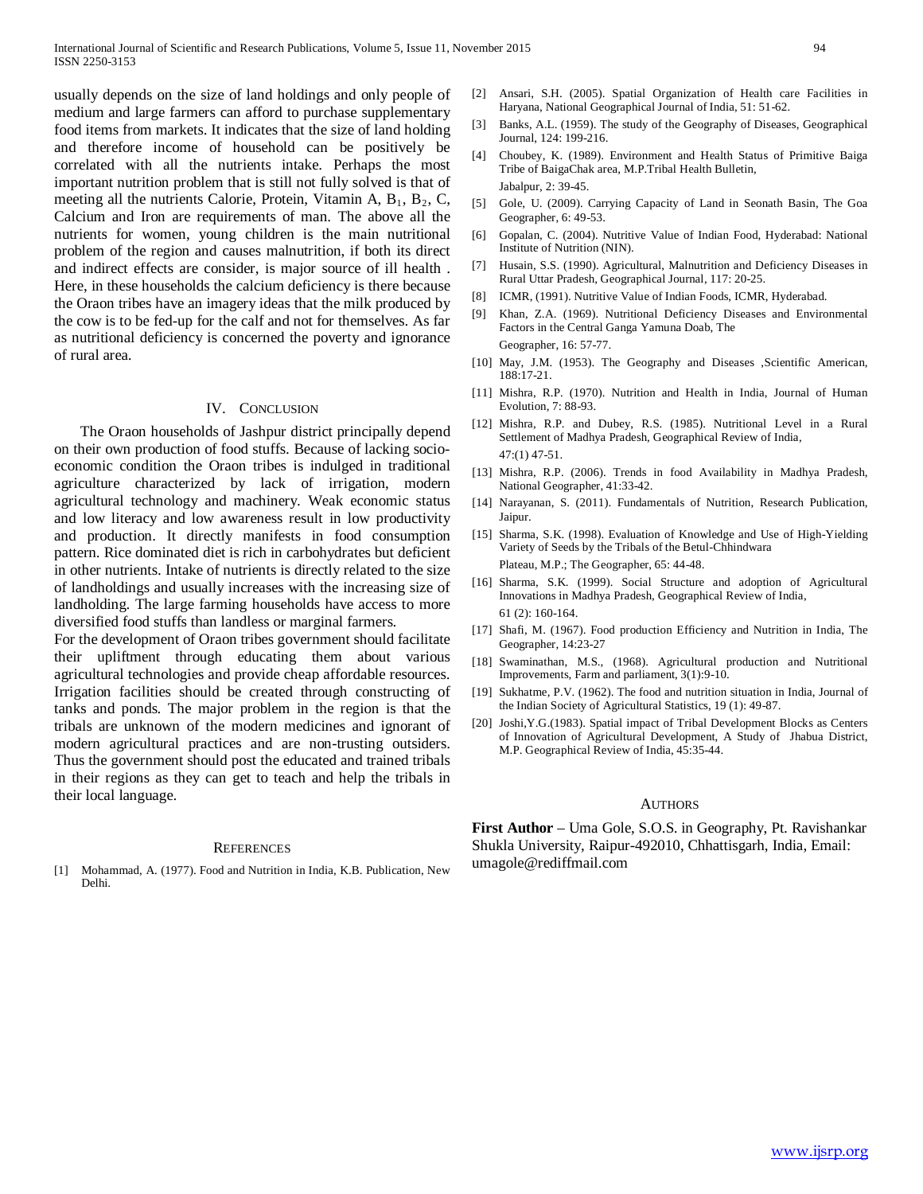usually depends on the size of land holdings and only people of medium and large farmers can afford to purchase supplementary food items from markets. It indicates that the size of land holding and therefore income of household can be positively be correlated with all the nutrients intake. Perhaps the most important nutrition problem that is still not fully solved is that of meeting all the nutrients Calorie, Protein, Vitamin A, $B_1$, $B_2$, C, Calcium and Iron are requirements of man. The above all the nutrients for women, young children is the main nutritional problem of the region and causes malnutrition, if both its direct and indirect effects are consider, is major source of ill health . Here, in these households the calcium deficiency is there because the Oraon tribes have an imagery ideas that the milk produced by the cow is to be fed-up for the calf and not for themselves. As far as nutritional deficiency is concerned the poverty and ignorance of rural area.

## IV. Conclusion

The Oraon households of Jashpur district principally depend on their own production of food stuffs. Because of lacking socio-economic condition the Oraon tribes is indulged in traditional agriculture characterized by lack of irrigation, modern agricultural technology and machinery. Weak economic status and low literacy and low awareness result in low productivity and production. It directly manifests in food consumption pattern. Rice dominated diet is rich in carbohydrates but deficient in other nutrients. Intake of nutrients is directly related to the size of landholdings and usually increases with the increasing size of landholding. The large farming households have access to more diversified food stuffs than landless or marginal farmers.

For the development of Oraon tribes government should facilitate their upliftment through educating them about various agricultural technologies and provide cheap affordable resources. Irrigation facilities should be created through constructing of tanks and ponds. The major problem in the region is that the tribals are unknown of the modern medicines and ignorant of modern agricultural practices and are non-trusting outsiders. Thus the government should post the educated and trained tribals in their regions as they can get to teach and help the tribals in their local language.

## References

[1] Mohammad, A. (1977). Food and Nutrition in India, K.B. Publication, New Delhi.

[2] Ansari, S.H. (2005). Spatial Organization of Health care Facilities in Haryana, National Geographical Journal of India, 51: 51-62.

[3] Banks, A.L. (1959). The study of the Geography of Diseases, Geographical Journal, 124: 199-216.

[4] Choubey, K. (1989). Environment and Health Status of Primitive Baiga Tribe of BaigaChak area, M.P.Tribal Health Bulletin, Jabalpur, 2: 39-45.

[5] Gole, U. (2009). Carrying Capacity of Land in Seonath Basin, The Goa Geographer, 6: 49-53.

[6] Gopalan, C. (2004). Nutritive Value of Indian Food, Hyderabad: National Institute of Nutrition (NIN).

[7] Husain, S.S. (1990). Agricultural, Malnutrition and Deficiency Diseases in Rural Uttar Pradesh, Geographical Journal, 117: 20-25.

[8] ICMR, (1991). Nutritive Value of Indian Foods, ICMR, Hyderabad.

[9] Khan, Z.A. (1969). Nutritional Deficiency Diseases and Environmental Factors in the Central Ganga Yamuna Doab, The Geographer, 16: 57-77.

[10] May, J.M. (1953). The Geography and Diseases ,Scientific American, 188:17-21.

[11] Mishra, R.P. (1970). Nutrition and Health in India, Journal of Human Evolution, 7: 88-93.

[12] Mishra, R.P. and Dubey, R.S. (1985). Nutritional Level in a Rural Settlement of Madhya Pradesh, Geographical Review of India, 47:(1) 47-51.

[13] Mishra, R.P. (2006). Trends in food Availability in Madhya Pradesh, National Geographer, 41:33-42.

[14] Narayanan, S. (2011). Fundamentals of Nutrition, Research Publication, Jaipur.

[15] Sharma, S.K. (1998). Evaluation of Knowledge and Use of High-Yielding Variety of Seeds by the Tribals of the Betul-Chhindwara Plateau, M.P.; The Geographer, 65: 44-48.

[16] Sharma, S.K. (1999). Social Structure and adoption of Agricultural Innovations in Madhya Pradesh, Geographical Review of India, 61 (2): 160-164.

[17] Shafi, M. (1967). Food production Efficiency and Nutrition in India, The Geographer, 14:23-27

[18] Swaminathan, M.S., (1968). Agricultural production and Nutritional Improvements, Farm and parliament, 3(1):9-10.

[19] Sukhatme, P.V. (1962). The food and nutrition situation in India, Journal of the Indian Society of Agricultural Statistics, 19 (1): 49-87.

[20] Joshi,Y.G.(1983). Spatial impact of Tribal Development Blocks as Centers of Innovation of Agricultural Development, A Study of Jhabua District, M.P. Geographical Review of India, 45:35-44.

## Authors

**First Author** – Uma Gole, S.O.S. in Geography, Pt. Ravishankar Shukla University, Raipur-492010, Chhattisgarh, India, Email: umagole@rediffmail.com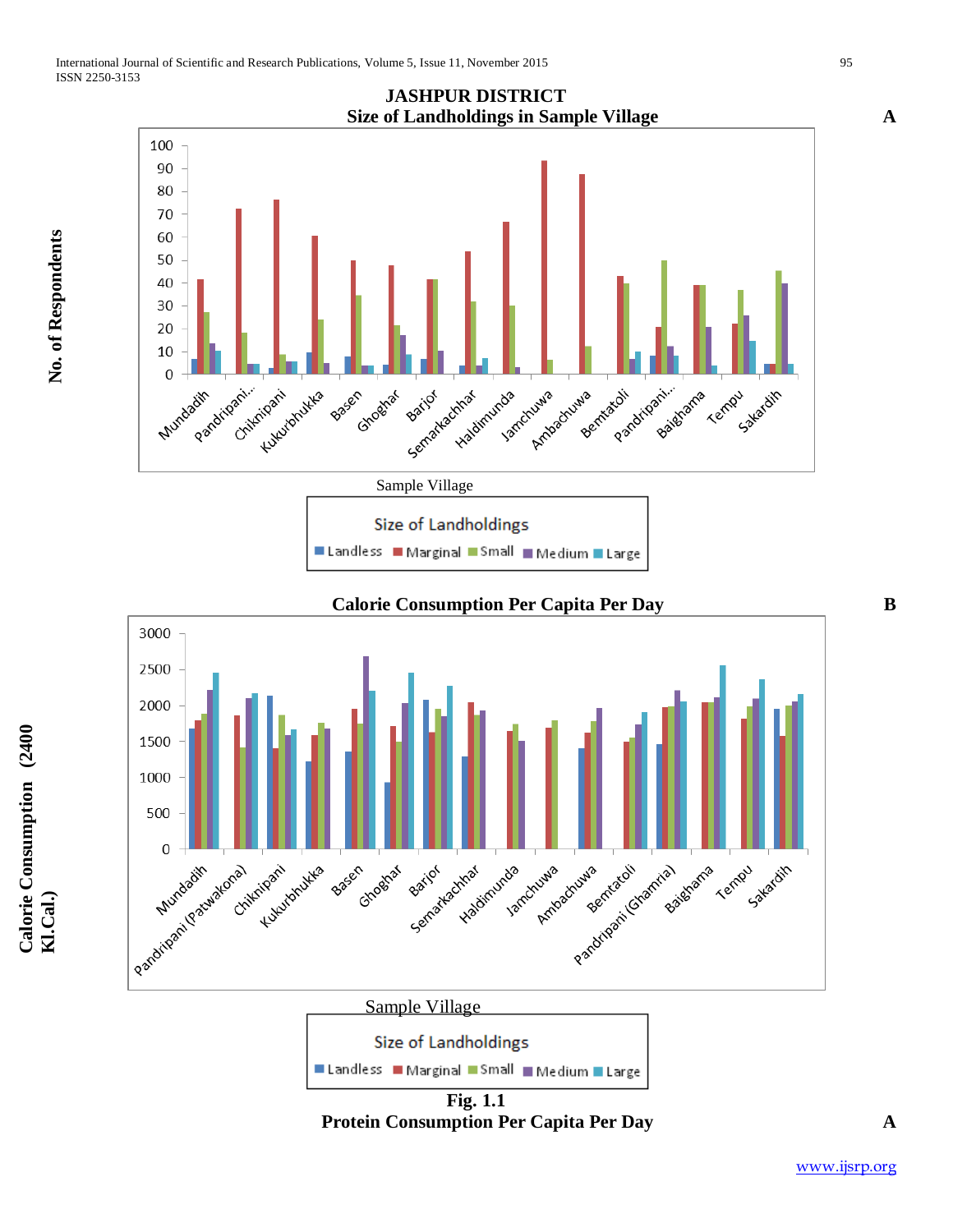**JASHPUR DISTRICT**

**Size of Landholdings in Sample Village** **A**

No. of Respondents

Sample Village

Size of Landholdings

Landless · Marginal · Small · Medium · Large

**Calorie Consumption Per Capita Per Day** **B**

Calorie Consumption (2400 Kl.Cal.)

Sample Village

Size of Landholdings

Landless · Marginal · Small · Medium · Large

**Fig. 1.1**

**Protein Consumption Per Capita Per Day** **A**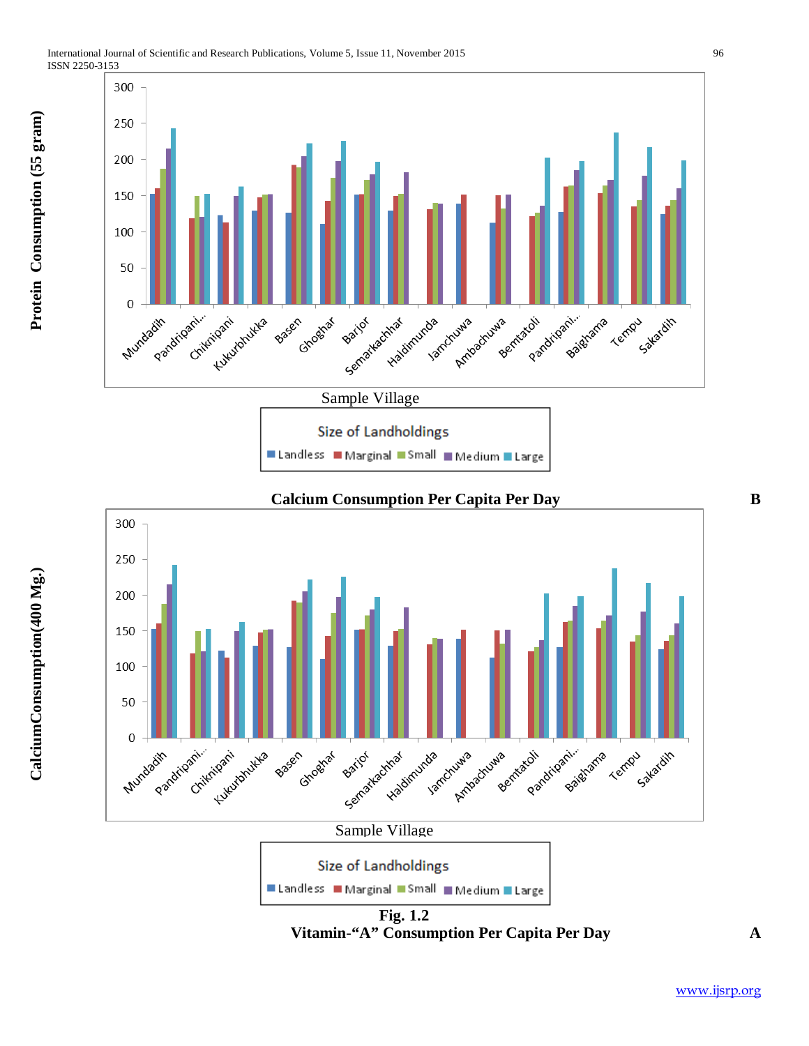Protein Consumption (55 gram)

Sample Village

Size of Landholdings

Landless Marginal Small Medium Large

**Calcium Consumption Per Capita Per Day** **B**

CalciumConsumption(400 Mg.)

Sample Village

Size of Landholdings

Landless Marginal Small Medium Large

**Fig. 1.2**

**Vitamin-"A" Consumption Per Capita Per Day** **A**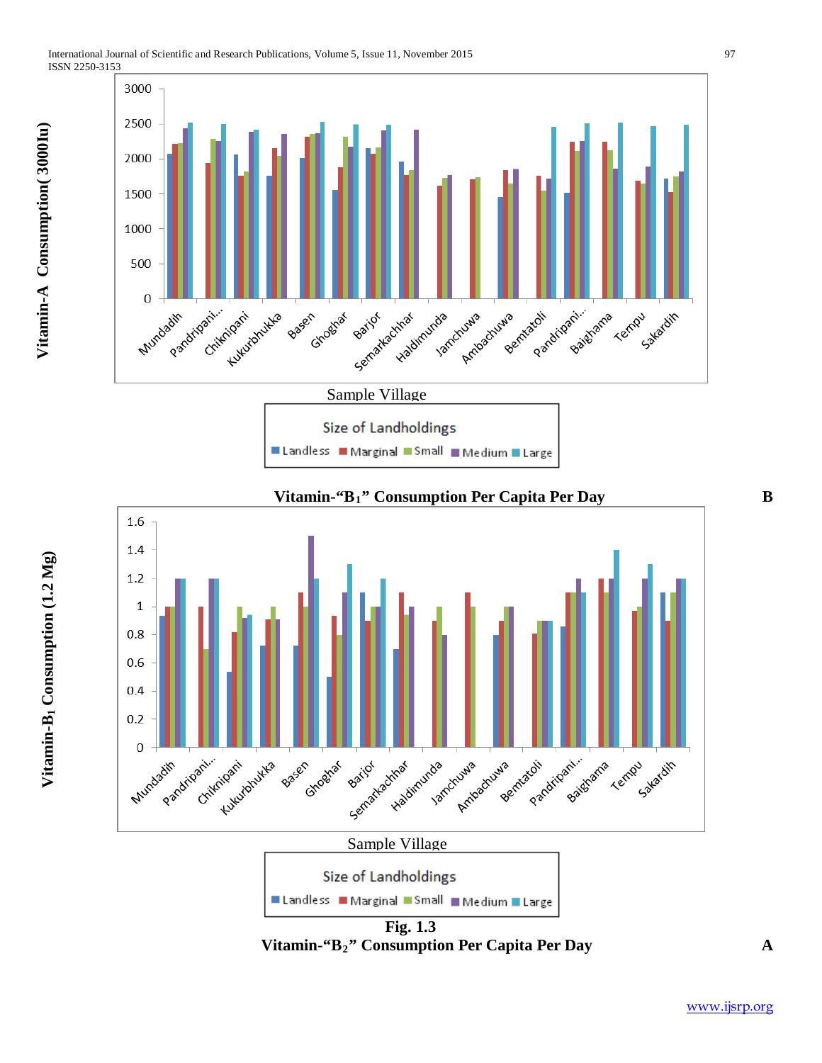Vitamin-A Consumption( 3000Iu)

Sample Village

Size of Landholdings

Landless Marginal Small Medium Large

**Vitamin-"$B_1$" Consumption Per Capita Per Day** **B**

Vitamin-$B_1$ Consumption (1.2 Mg)

Sample Village

Size of Landholdings

Landless Marginal Small Medium Large

**Fig. 1.3**

**Vitamin-"$B_2$" Consumption Per Capita Per Day** **A**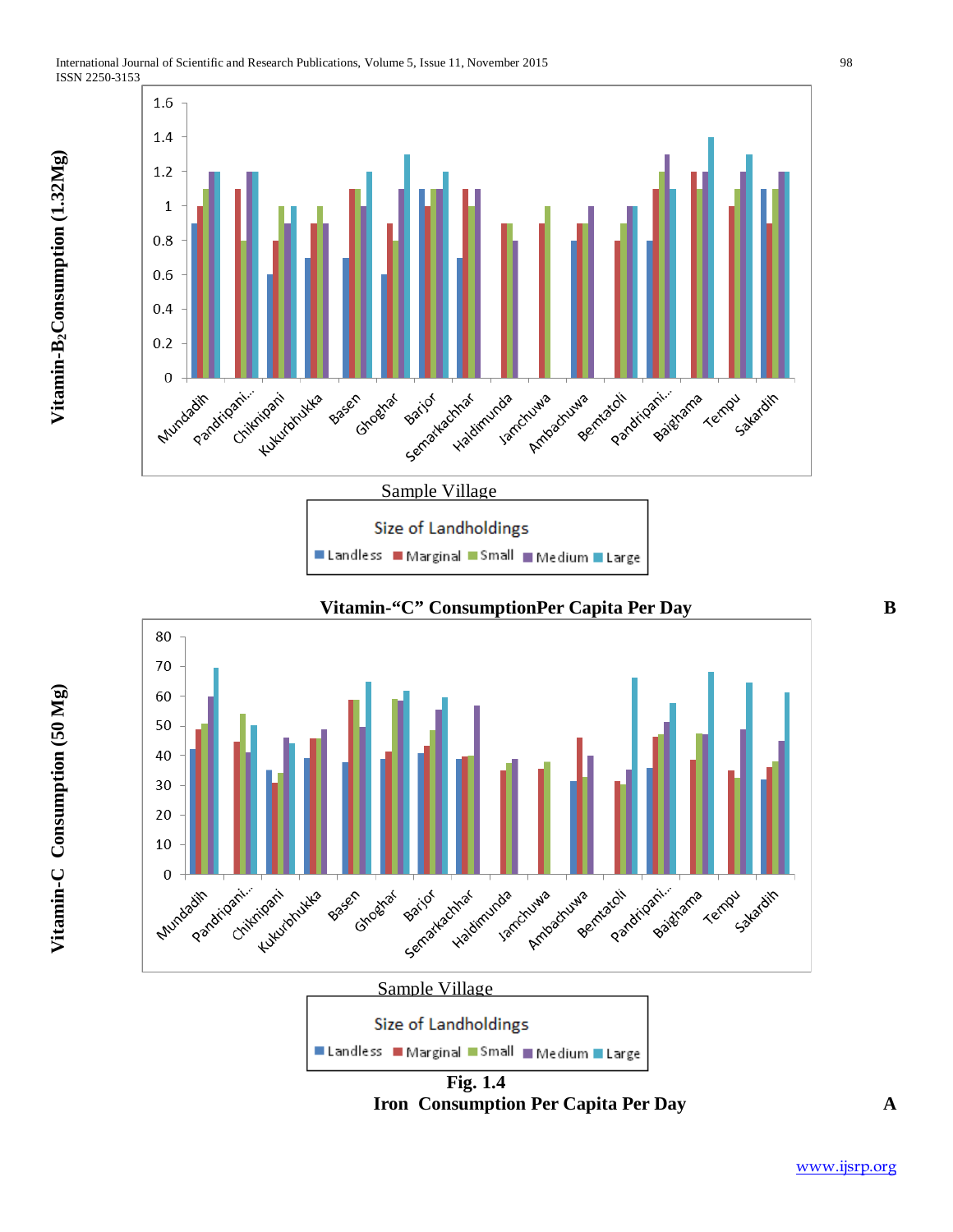Vitamin-$B_2$Consumption (1.32Mg)

Sample Village

Size of Landholdings

Landless, Marginal, Small, Medium, Large

**Vitamin-“C” ConsumptionPer Capita Per Day** **B**

Vitamin-C Consumption (50 Mg)

Sample Village

Size of Landholdings

Landless, Marginal, Small, Medium, Large

**Fig. 1.4**

**Iron Consumption Per Capita Per Day** **A**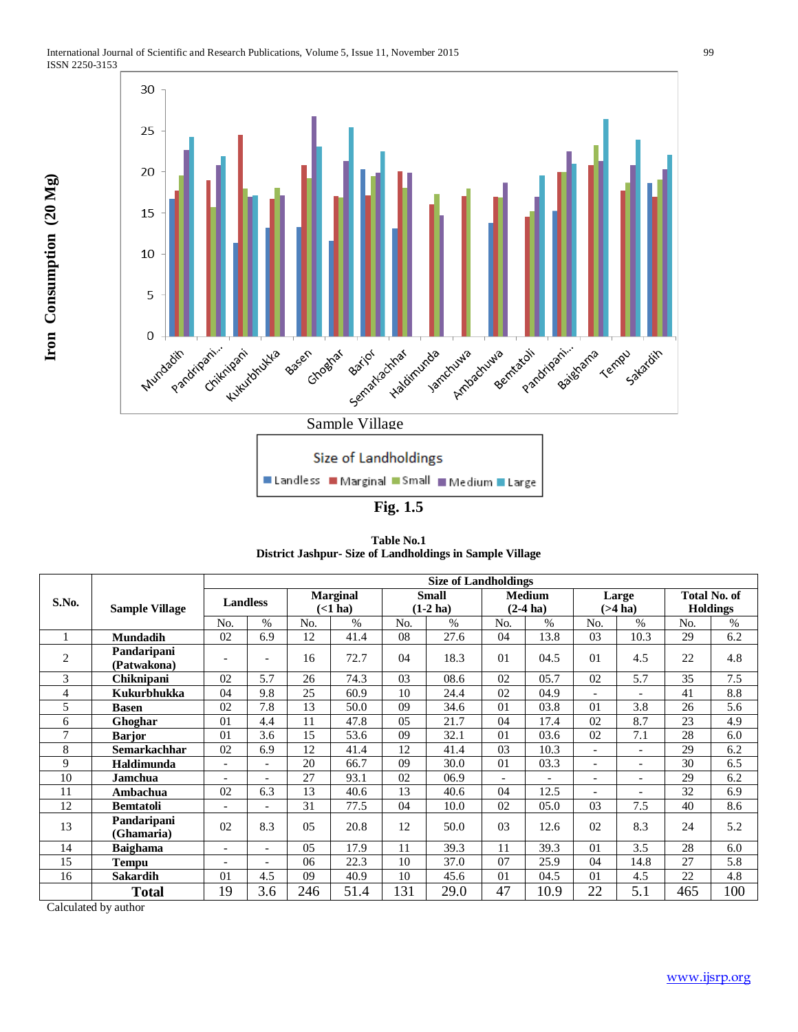**Fig. 1.5**

**Table No.1**
**District Jashpur- Size of Landholdings in Sample Village**

| S.No. | Sample Village | Size of Landholdings | | | | | | | | | | | |
|---|---|---|---|---|---|---|---|---|---|---|---|---|---|
| | | Landless | | Marginal (<1 ha) | | Small (1-2 ha) | | Medium (2-4 ha) | | Large (>4 ha) | | Total No. of Holdings | |
| | | No. | % | No. | % | No. | % | No. | % | No. | % | No. | % |
| 1 | **Mundadih** | 02 | 6.9 | 12 | 41.4 | 08 | 27.6 | 04 | 13.8 | 03 | 10.3 | 29 | 6.2 |
| 2 | **Pandaripani (Patwakona)** | - | - | 16 | 72.7 | 04 | 18.3 | 01 | 04.5 | 01 | 4.5 | 22 | 4.8 |
| 3 | **Chiknipani** | 02 | 5.7 | 26 | 74.3 | 03 | 08.6 | 02 | 05.7 | 02 | 5.7 | 35 | 7.5 |
| 4 | **Kukurbhukka** | 04 | 9.8 | 25 | 60.9 | 10 | 24.4 | 02 | 04.9 | - | - | 41 | 8.8 |
| 5 | **Basen** | 02 | 7.8 | 13 | 50.0 | 09 | 34.6 | 01 | 03.8 | 01 | 3.8 | 26 | 5.6 |
| 6 | **Ghoghar** | 01 | 4.4 | 11 | 47.8 | 05 | 21.7 | 04 | 17.4 | 02 | 8.7 | 23 | 4.9 |
| 7 | **Barjor** | 01 | 3.6 | 15 | 53.6 | 09 | 32.1 | 01 | 03.6 | 02 | 7.1 | 28 | 6.0 |
| 8 | **Semarkachhar** | 02 | 6.9 | 12 | 41.4 | 12 | 41.4 | 03 | 10.3 | - | - | 29 | 6.2 |
| 9 | **Haldimunda** | - | - | 20 | 66.7 | 09 | 30.0 | 01 | 03.3 | - | - | 30 | 6.5 |
| 10 | **Jamchua** | - | - | 27 | 93.1 | 02 | 06.9 | - | - | - | - | 29 | 6.2 |
| 11 | **Ambachua** | 02 | 6.3 | 13 | 40.6 | 13 | 40.6 | 04 | 12.5 | - | - | 32 | 6.9 |
| 12 | **Bemtatoli** | - | - | 31 | 77.5 | 04 | 10.0 | 02 | 05.0 | 03 | 7.5 | 40 | 8.6 |
| 13 | **Pandaripani (Ghamaria)** | 02 | 8.3 | 05 | 20.8 | 12 | 50.0 | 03 | 12.6 | 02 | 8.3 | 24 | 5.2 |
| 14 | **Baighama** | - | - | 05 | 17.9 | 11 | 39.3 | 11 | 39.3 | 01 | 3.5 | 28 | 6.0 |
| 15 | **Tempu** | - | - | 06 | 22.3 | 10 | 37.0 | 07 | 25.9 | 04 | 14.8 | 27 | 5.8 |
| 16 | **Sakardih** | 01 | 4.5 | 09 | 40.9 | 10 | 45.6 | 01 | 04.5 | 01 | 4.5 | 22 | 4.8 |
| | **Total** | 19 | 3.6 | 246 | 51.4 | 131 | 29.0 | 47 | 10.9 | 22 | 5.1 | 465 | 100 |

Calculated by author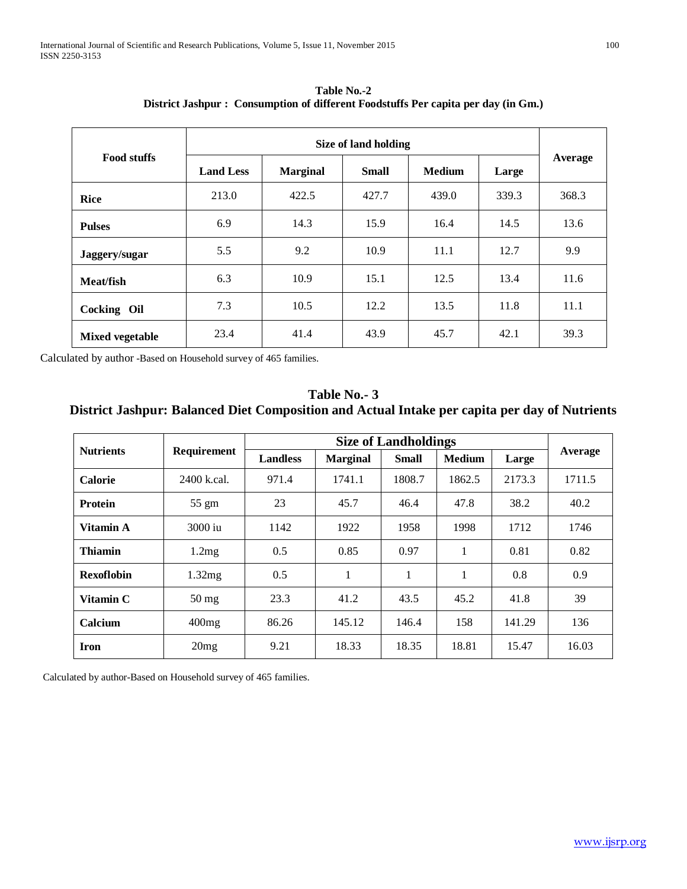**Table No.-2**
**District Jashpur : Consumption of different Foodstuffs Per capita per day (in Gm.)**

| Food stuffs | Size of land holding | | | | | Average |
|---|---|---|---|---|---|---|
| | Land Less | Marginal | Small | Medium | Large | |
| **Rice** | 213.0 | 422.5 | 427.7 | 439.0 | 339.3 | 368.3 |
| **Pulses** | 6.9 | 14.3 | 15.9 | 16.4 | 14.5 | 13.6 |
| **Jaggery/sugar** | 5.5 | 9.2 | 10.9 | 11.1 | 12.7 | 9.9 |
| **Meat/fish** | 6.3 | 10.9 | 15.1 | 12.5 | 13.4 | 11.6 |
| **Cocking Oil** | 7.3 | 10.5 | 12.2 | 13.5 | 11.8 | 11.1 |
| **Mixed vegetable** | 23.4 | 41.4 | 43.9 | 45.7 | 42.1 | 39.3 |

Calculated by author -Based on Household survey of 465 families.

**Table No.- 3**
**District Jashpur: Balanced Diet Composition and Actual Intake per capita per day of Nutrients**

| Nutrients | Requirement | Size of Landholdings | | | | | Average |
|---|---|---|---|---|---|---|---|
| | | Landless | Marginal | Small | Medium | Large | |
| **Calorie** | 2400 k.cal. | 971.4 | 1741.1 | 1808.7 | 1862.5 | 2173.3 | 1711.5 |
| **Protein** | 55 gm | 23 | 45.7 | 46.4 | 47.8 | 38.2 | 40.2 |
| **Vitamin A** | 3000 iu | 1142 | 1922 | 1958 | 1998 | 1712 | 1746 |
| **Thiamin** | 1.2mg | 0.5 | 0.85 | 0.97 | 1 | 0.81 | 0.82 |
| **Rexoflobin** | 1.32mg | 0.5 | 1 | 1 | 1 | 0.8 | 0.9 |
| **Vitamin C** | 50 mg | 23.3 | 41.2 | 43.5 | 45.2 | 41.8 | 39 |
| **Calcium** | 400mg | 86.26 | 145.12 | 146.4 | 158 | 141.29 | 136 |
| **Iron** | 20mg | 9.21 | 18.33 | 18.35 | 18.81 | 15.47 | 16.03 |

Calculated by author-Based on Household survey of 465 families.